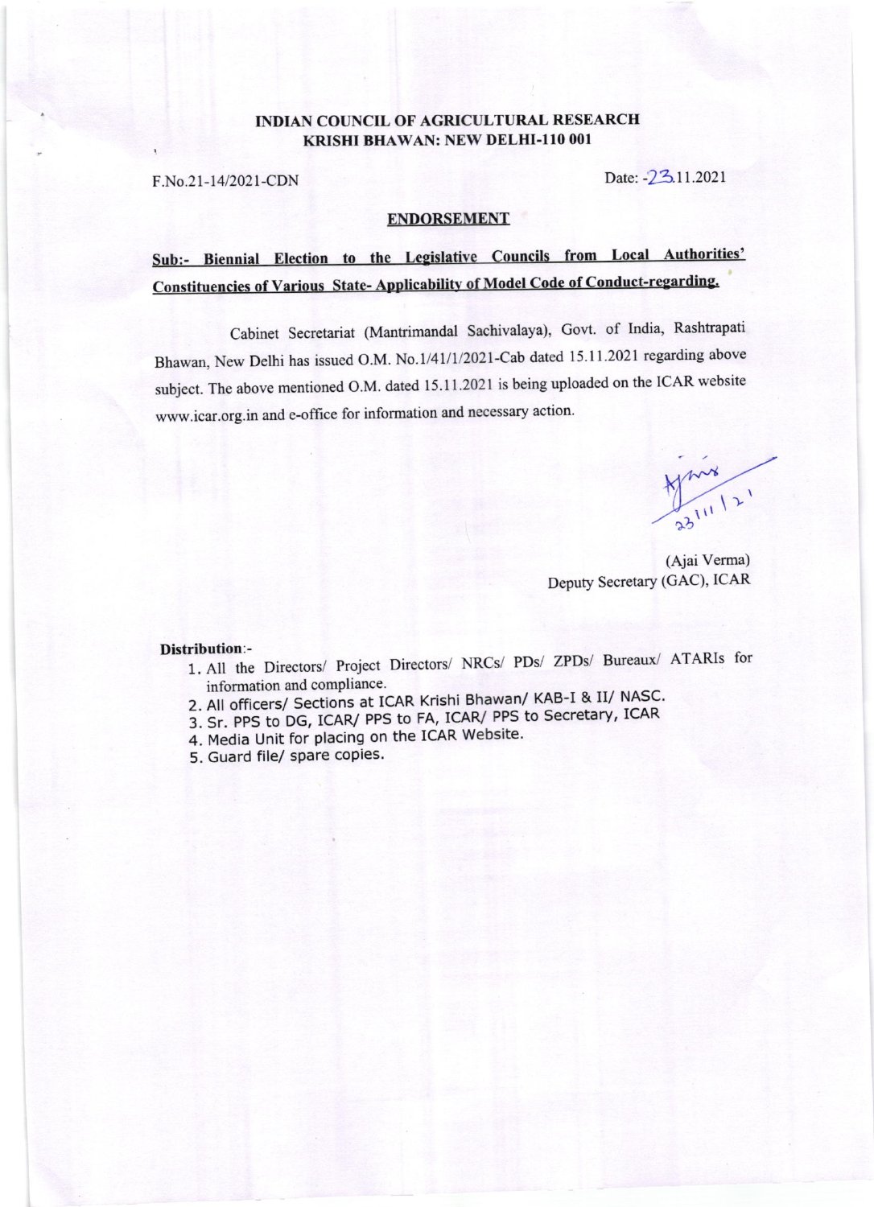**INDIAN COUNCIL OF AGRICULTURAL RESEARCH**
**KRISHI BHAWAN: NEW DELHI-110 001**

F.No.21-14/2021-CDN

Date: -23.11.2021

**ENDORSEMENT**

**Sub:- Biennial Election to the Legislative Councils from Local Authorities' Constituencies of Various State- Applicability of Model Code of Conduct-regarding.**

Cabinet Secretariat (Mantrimandal Sachivalaya), Govt. of India, Rashtrapati Bhawan, New Delhi has issued O.M. No.1/41/1/2021-Cab dated 15.11.2021 regarding above subject. The above mentioned O.M. dated 15.11.2021 is being uploaded on the ICAR website www.icar.org.in and e-office for information and necessary action.

23/11/21

(Ajai Verma)
Deputy Secretary (GAC), ICAR

**Distribution**:-

1. All the Directors/ Project Directors/ NRCs/ PDs/ ZPDs/ Bureaux/ ATARIs for information and compliance.
2. All officers/ Sections at ICAR Krishi Bhawan/ KAB-I & II/ NASC.
3. Sr. PPS to DG, ICAR/ PPS to FA, ICAR/ PPS to Secretary, ICAR
4. Media Unit for placing on the ICAR Website.
5. Guard file/ spare copies.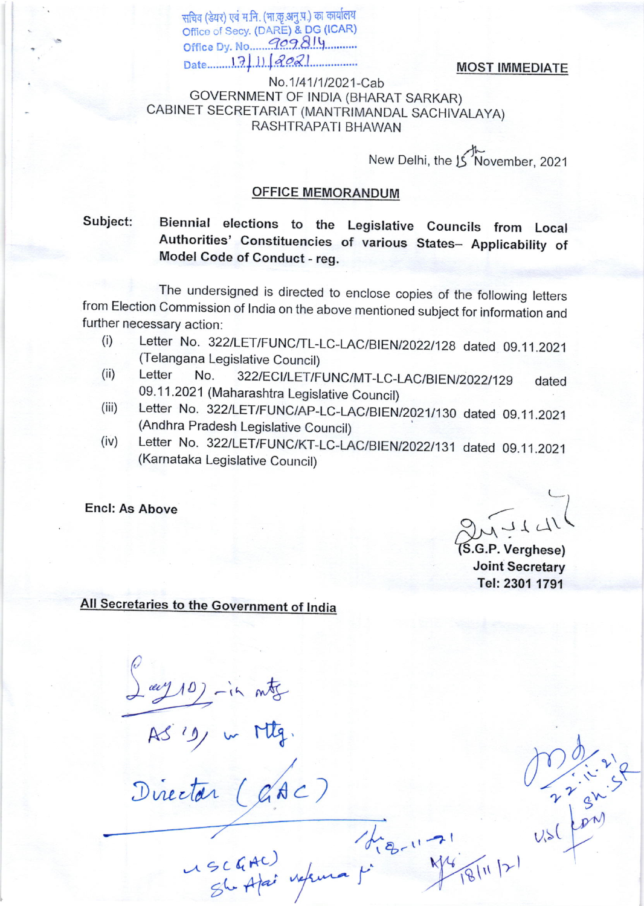सचिव (डेयर) एवं म.नि. (भा.कृ.अनु.प.) का कार्यालय
Office of Secy. (DARE) & DG (ICAR)
Office Dy. No. 909814
Date 17/11/2021

**MOST IMMEDIATE**

No.1/41/1/2021-Cab
GOVERNMENT OF INDIA (BHARAT SARKAR)
CABINET SECRETARIAT (MANTRIMANDAL SACHIVALAYA)
RASHTRAPATI BHAWAN

New Delhi, the 15th November, 2021

## OFFICE MEMORANDUM

**Subject: Biennial elections to the Legislative Councils from Local Authorities' Constituencies of various States– Applicability of Model Code of Conduct - reg.**

The undersigned is directed to enclose copies of the following letters from Election Commission of India on the above mentioned subject for information and further necessary action:

(i) Letter No. 322/LET/FUNC/TL-LC-LAC/BIEN/2022/128 dated 09.11.2021 (Telangana Legislative Council)

(ii) Letter No. 322/ECI/LET/FUNC/MT-LC-LAC/BIEN/2022/129 dated 09.11.2021 (Maharashtra Legislative Council)

(iii) Letter No. 322/LET/FUNC/AP-LC-LAC/BIEN/2021/130 dated 09.11.2021 (Andhra Pradesh Legislative Council)

(iv) Letter No. 322/LET/FUNC/KT-LC-LAC/BIEN/2022/131 dated 09.11.2021 (Karnataka Legislative Council)

**Encl: As Above**

(S.G.P. Verghese)
**Joint Secretary**
**Tel: 2301 1791**

**All Secretaries to the Government of India**

Secy (D) - in mtg
AS (D) in Mtg.
Director (GAC)
US (GAC)
Sh. Ajai Verma ji
18-11-21
18/11/21
22.11.21
Sh. SR
US (ADM)